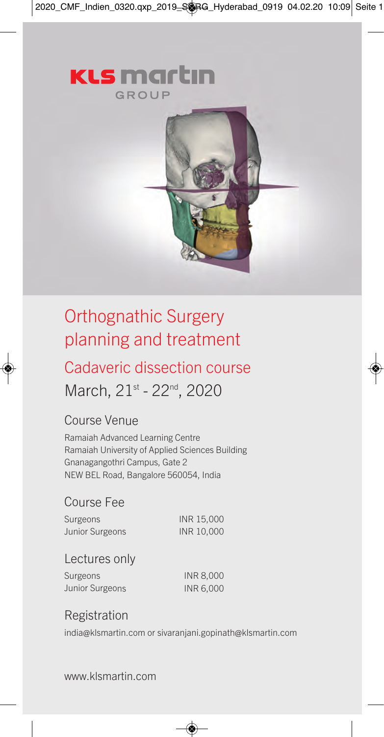KLS martin GROUP

# Orthognathic Surgery planning and treatment

## Cadaveric dissection course

March, 21st - 22nd, 2020

### Course Venue

Ramaiah Advanced Learning Centre
Ramaiah University of Applied Sciences Building
Gnanagangothri Campus, Gate 2
NEW BEL Road, Bangalore 560054, India

### Course Fee

| | |
|---|---|
| Surgeons | INR 15,000 |
| Junior Surgeons | INR 10,000 |

### Lectures only

| | |
|---|---|
| Surgeons | INR 8,000 |
| Junior Surgeons | INR 6,000 |

### Registration

india@klsmartin.com or sivaranjani.gopinath@klsmartin.com

www.klsmartin.com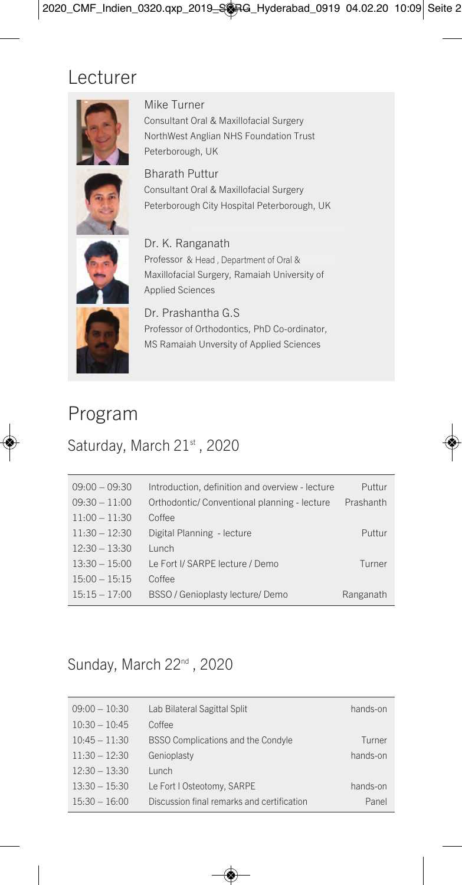# Lecturer

Mike Turner
Consultant Oral & Maxillofacial Surgery
NorthWest Anglian NHS Foundation Trust
Peterborough, UK

Bharath Puttur
Consultant Oral & Maxillofacial Surgery
Peterborough City Hospital Peterborough, UK

Dr. K. Ranganath
Professor & Head , Department of Oral & Maxillofacial Surgery, Ramaiah University of Applied Sciences

Dr. Prashantha G.S
Professor of Orthodontics, PhD Co-ordinator, MS Ramaiah Unversity of Applied Sciences

# Program

## Saturday, March 21st , 2020

| | | |
|---|---|---|
| 09:00 – 09:30 | Introduction, definition and overview - lecture | Puttur |
| 09:30 – 11:00 | Orthodontic/ Conventional planning - lecture | Prashanth |
| 11:00 – 11:30 | Coffee | |
| 11:30 – 12:30 | Digital Planning - lecture | Puttur |
| 12:30 – 13:30 | Lunch | |
| 13:30 – 15:00 | Le Fort I/ SARPE lecture / Demo | Turner |
| 15:00 – 15:15 | Coffee | |
| 15:15 – 17:00 | BSSO / Genioplasty lecture/ Demo | Ranganath |

## Sunday, March 22nd , 2020

| | | |
|---|---|---|
| 09:00 – 10:30 | Lab Bilateral Sagittal Split | hands-on |
| 10:30 – 10:45 | Coffee | |
| 10:45 – 11:30 | BSSO Complications and the Condyle | Turner |
| 11:30 – 12:30 | Genioplasty | hands-on |
| 12:30 – 13:30 | Lunch | |
| 13:30 – 15:30 | Le Fort I Osteotomy, SARPE | hands-on |
| 15:30 – 16:00 | Discussion final remarks and certification | Panel |